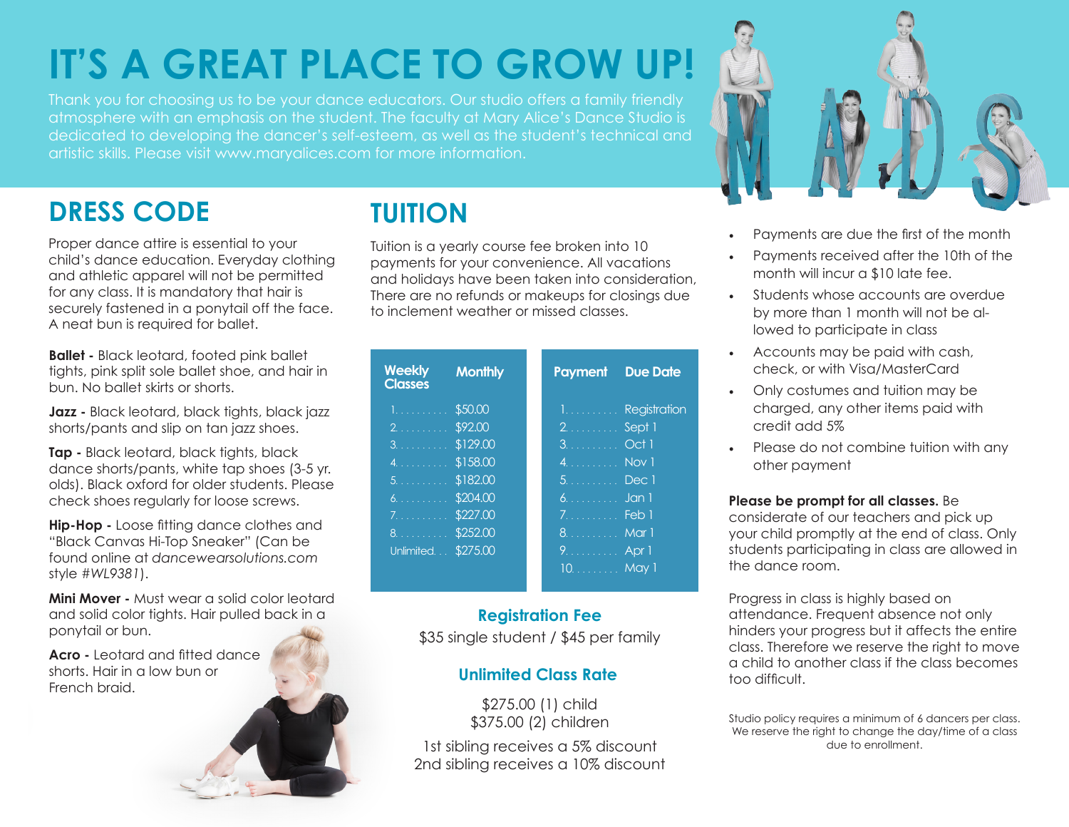# IT'S A GREAT PLACE TO GROW UP!

Thank you for choosing us to be your dance educators. Our studio offers a family friendly atmosphere with an emphasis on the student. The faculty at Mary Alice's Dance Studio is dedicated to developing the dancer's self-esteem, as well as the student's technical and artistic skills. Please visit www.maryalices.com for more information.

## DRESS CODE

Proper dance attire is essential to your child's dance education. Everyday clothing and athletic apparel will not be permitted for any class. It is mandatory that hair is securely fastened in a ponytail off the face. A neat bun is required for ballet.

**Ballet -** Black leotard, footed pink ballet tights, pink split sole ballet shoe, and hair in bun. No ballet skirts or shorts.

**Jazz -** Black leotard, black tights, black jazz shorts/pants and slip on tan jazz shoes.

**Tap -** Black leotard, black tights, black dance shorts/pants, white tap shoes (3-5 yr. olds). Black oxford for older students. Please check shoes regularly for loose screws.

**Hip-Hop -** Loose fitting dance clothes and "Black Canvas Hi-Top Sneaker" (Can be found online at *dancewearsolutions.com* style #*WL9381*).

**Mini Mover -** Must wear a solid color leotard and solid color tights. Hair pulled back in a ponytail or bun.

**Acro -** Leotard and fitted dance shorts. Hair in a low bun or French braid.

## TUITION

Tuition is a yearly course fee broken into 10 payments for your convenience. All vacations and holidays have been taken into consideration, There are no refunds or makeups for closings due to inclement weather or missed classes.

| Weekly Classes | Monthly |
|---|---|
| 1 | $50.00 |
| 2 | $92.00 |
| 3 | $129.00 |
| 4 | $158.00 |
| 5 | $182.00 |
| 6 | $204.00 |
| 7 | $227.00 |
| 8 | $252.00 |
| Unlimited | $275.00 |

| Payment | Due Date |
|---|---|
| 1 | Registration |
| 2 | Sept 1 |
| 3 | Oct 1 |
| 4 | Nov 1 |
| 5 | Dec 1 |
| 6 | Jan 1 |
| 7 | Feb 1 |
| 8 | Mar 1 |
| 9 | Apr 1 |
| 10 | May 1 |

### Registration Fee

$35 single student / $45 per family

### Unlimited Class Rate

$275.00 (1) child
$375.00 (2) children

1st sibling receives a 5% discount
2nd sibling receives a 10% discount

- Payments are due the first of the month
- Payments received after the 10th of the month will incur a $10 late fee.
- Students whose accounts are overdue by more than 1 month will not be allowed to participate in class
- Accounts may be paid with cash, check, or with Visa/MasterCard
- Only costumes and tuition may be charged, any other items paid with credit add 5%
- Please do not combine tuition with any other payment

**Please be prompt for all classes.** Be considerate of our teachers and pick up your child promptly at the end of class. Only students participating in class are allowed in the dance room.

Progress in class is highly based on attendance. Frequent absence not only hinders your progress but it affects the entire class. Therefore we reserve the right to move a child to another class if the class becomes too difficult.

Studio policy requires a minimum of 6 dancers per class. We reserve the right to change the day/time of a class due to enrollment.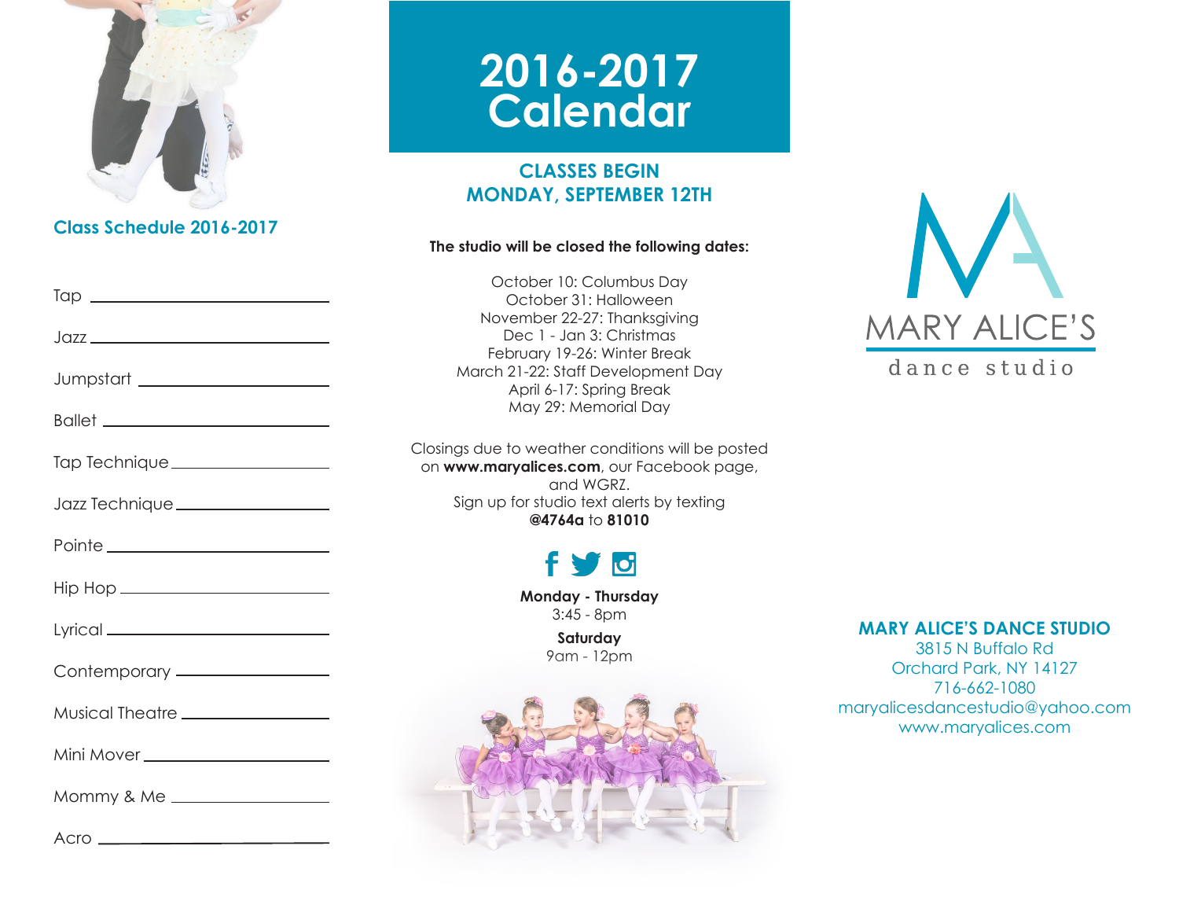## Class Schedule 2016-2017

Tap \_\_\_\_\_\_\_\_\_\_\_\_\_\_\_\_\_\_\_\_

Jazz \_\_\_\_\_\_\_\_\_\_\_\_\_\_\_\_\_\_\_\_

Jumpstart \_\_\_\_\_\_\_\_\_\_\_\_\_\_\_\_\_\_\_\_

Ballet \_\_\_\_\_\_\_\_\_\_\_\_\_\_\_\_\_\_\_\_

Tap Technique \_\_\_\_\_\_\_\_\_\_\_\_\_\_\_\_\_\_\_\_

Jazz Technique \_\_\_\_\_\_\_\_\_\_\_\_\_\_\_\_\_\_\_\_

Pointe \_\_\_\_\_\_\_\_\_\_\_\_\_\_\_\_\_\_\_\_

Hip Hop \_\_\_\_\_\_\_\_\_\_\_\_\_\_\_\_\_\_\_\_

Lyrical \_\_\_\_\_\_\_\_\_\_\_\_\_\_\_\_\_\_\_\_

Contemporary \_\_\_\_\_\_\_\_\_\_\_\_\_\_\_\_\_\_\_\_

Musical Theatre \_\_\_\_\_\_\_\_\_\_\_\_\_\_\_\_\_\_\_\_

Mini Mover \_\_\_\_\_\_\_\_\_\_\_\_\_\_\_\_\_\_\_\_

Mommy & Me \_\_\_\_\_\_\_\_\_\_\_\_\_\_\_\_\_\_\_\_

Acro \_\_\_\_\_\_\_\_\_\_\_\_\_\_\_\_\_\_\_\_

# 2016-2017 Calendar

## CLASSES BEGIN MONDAY, SEPTEMBER 12TH

**The studio will be closed the following dates:**

October 10: Columbus Day
October 31: Halloween
November 22-27: Thanksgiving
Dec 1 - Jan 3: Christmas
February 19-26: Winter Break
March 21-22: Staff Development Day
April 6-17: Spring Break
May 29: Memorial Day

Closings due to weather conditions will be posted on **www.maryalices.com**, our Facebook page, and WGRZ.
Sign up for studio text alerts by texting **@4764a** to **81010**

**Monday - Thursday**
3:45 - 8pm

**Saturday**
9am - 12pm

MARY ALICE'S
dance studio

**MARY ALICE'S DANCE STUDIO**
3815 N Buffalo Rd
Orchard Park, NY 14127
716-662-1080
maryalicesdancestudio@yahoo.com
www.maryalices.com